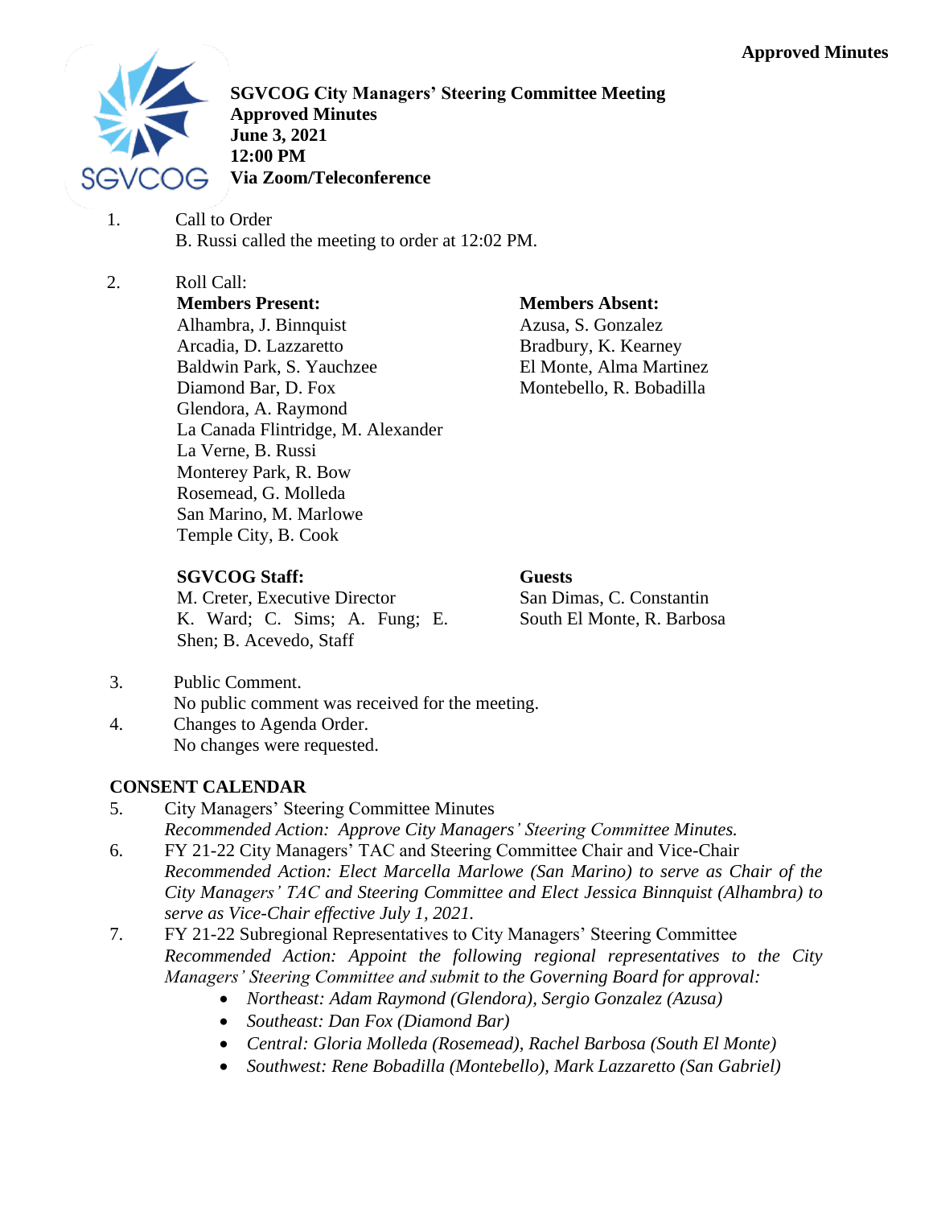Approved Minutes

**SGVCOG City Managers' Steering Committee Meeting**
**Approved Minutes**
**June 3, 2021**
**12:00 PM**
**Via Zoom/Teleconference**

1. Call to Order
   B. Russi called the meeting to order at 12:02 PM.

2. Roll Call:

**Members Present:**
Alhambra, J. Binnquist
Arcadia, D. Lazzaretto
Baldwin Park, S. Yauchzee
Diamond Bar, D. Fox
Glendora, A. Raymond
La Canada Flintridge, M. Alexander
La Verne, B. Russi
Monterey Park, R. Bow
Rosemead, G. Molleda
San Marino, M. Marlowe
Temple City, B. Cook

**Members Absent:**
Azusa, S. Gonzalez
Bradbury, K. Kearney
El Monte, Alma Martinez
Montebello, R. Bobadilla

**SGVCOG Staff:**
M. Creter, Executive Director
K. Ward; C. Sims; A. Fung; E. Shen; B. Acevedo, Staff

**Guests**
San Dimas, C. Constantin
South El Monte, R. Barbosa

3. Public Comment.
   No public comment was received for the meeting.
4. Changes to Agenda Order.
   No changes were requested.

**CONSENT CALENDAR**

5. City Managers' Steering Committee Minutes
   *Recommended Action: Approve City Managers' Steering Committee Minutes.*
6. FY 21-22 City Managers' TAC and Steering Committee Chair and Vice-Chair
   *Recommended Action: Elect Marcella Marlowe (San Marino) to serve as Chair of the City Managers' TAC and Steering Committee and Elect Jessica Binnquist (Alhambra) to serve as Vice-Chair effective July 1, 2021.*
7. FY 21-22 Subregional Representatives to City Managers' Steering Committee
   *Recommended Action: Appoint the following regional representatives to the City Managers' Steering Committee and submit to the Governing Board for approval:*
   - *Northeast: Adam Raymond (Glendora), Sergio Gonzalez (Azusa)*
   - *Southeast: Dan Fox (Diamond Bar)*
   - *Central: Gloria Molleda (Rosemead), Rachel Barbosa (South El Monte)*
   - *Southwest: Rene Bobadilla (Montebello), Mark Lazzaretto (San Gabriel)*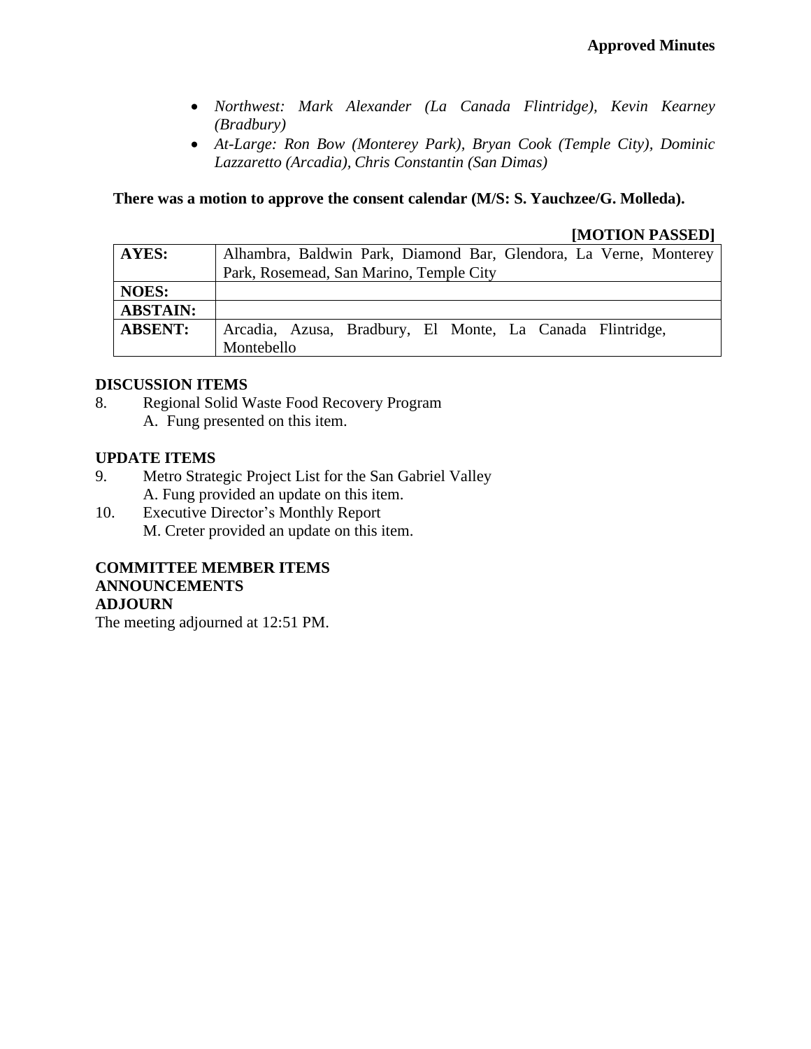- *Northwest: Mark Alexander (La Canada Flintridge), Kevin Kearney (Bradbury)*
- *At-Large: Ron Bow (Monterey Park), Bryan Cook (Temple City), Dominic Lazzaretto (Arcadia), Chris Constantin (San Dimas)*

**There was a motion to approve the consent calendar (M/S: S. Yauchzee/G. Molleda).**

**[MOTION PASSED]**

| | |
|---|---|
| **AYES:** | Alhambra, Baldwin Park, Diamond Bar, Glendora, La Verne, Monterey Park, Rosemead, San Marino, Temple City |
| **NOES:** | |
| **ABSTAIN:** | |
| **ABSENT:** | Arcadia, Azusa, Bradbury, El Monte, La Canada Flintridge, Montebello |

**DISCUSSION ITEMS**

8. Regional Solid Waste Food Recovery Program
   A. Fung presented on this item.

**UPDATE ITEMS**

9. Metro Strategic Project List for the San Gabriel Valley
   A. Fung provided an update on this item.
10. Executive Director's Monthly Report
    M. Creter provided an update on this item.

**COMMITTEE MEMBER ITEMS**

**ANNOUNCEMENTS**

**ADJOURN**

The meeting adjourned at 12:51 PM.